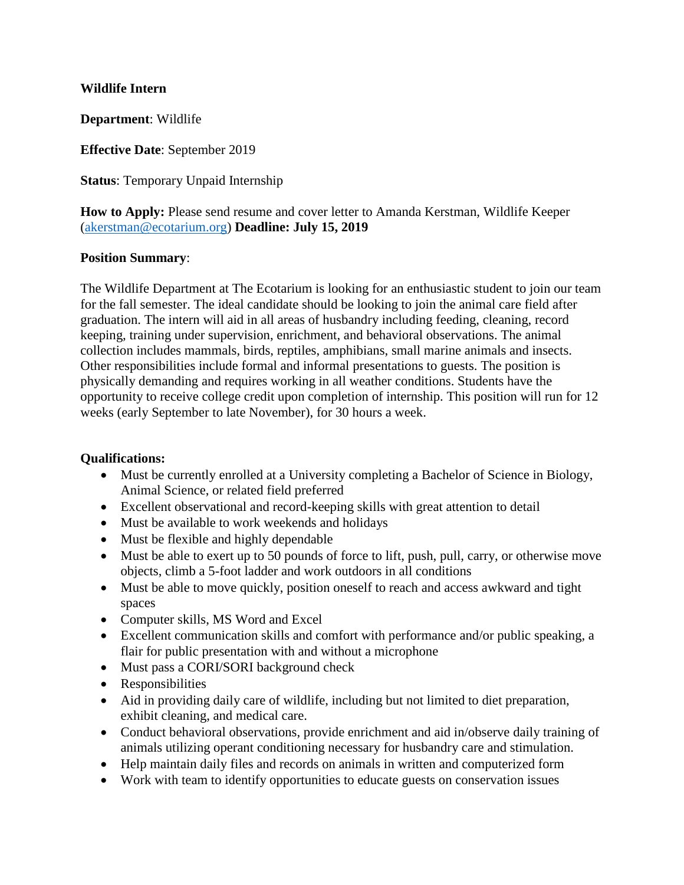**Wildlife Intern**

**Department**: Wildlife

**Effective Date**: September 2019

**Status**: Temporary Unpaid Internship

**How to Apply:** Please send resume and cover letter to Amanda Kerstman, Wildlife Keeper (akerstman@ecotarium.org) **Deadline: July 15, 2019**

**Position Summary**:

The Wildlife Department at The Ecotarium is looking for an enthusiastic student to join our team for the fall semester. The ideal candidate should be looking to join the animal care field after graduation. The intern will aid in all areas of husbandry including feeding, cleaning, record keeping, training under supervision, enrichment, and behavioral observations. The animal collection includes mammals, birds, reptiles, amphibians, small marine animals and insects. Other responsibilities include formal and informal presentations to guests. The position is physically demanding and requires working in all weather conditions. Students have the opportunity to receive college credit upon completion of internship. This position will run for 12 weeks (early September to late November), for 30 hours a week.

**Qualifications:**

- Must be currently enrolled at a University completing a Bachelor of Science in Biology, Animal Science, or related field preferred
- Excellent observational and record-keeping skills with great attention to detail
- Must be available to work weekends and holidays
- Must be flexible and highly dependable
- Must be able to exert up to 50 pounds of force to lift, push, pull, carry, or otherwise move objects, climb a 5-foot ladder and work outdoors in all conditions
- Must be able to move quickly, position oneself to reach and access awkward and tight spaces
- Computer skills, MS Word and Excel
- Excellent communication skills and comfort with performance and/or public speaking, a flair for public presentation with and without a microphone
- Must pass a CORI/SORI background check
- Responsibilities
- Aid in providing daily care of wildlife, including but not limited to diet preparation, exhibit cleaning, and medical care.
- Conduct behavioral observations, provide enrichment and aid in/observe daily training of animals utilizing operant conditioning necessary for husbandry care and stimulation.
- Help maintain daily files and records on animals in written and computerized form
- Work with team to identify opportunities to educate guests on conservation issues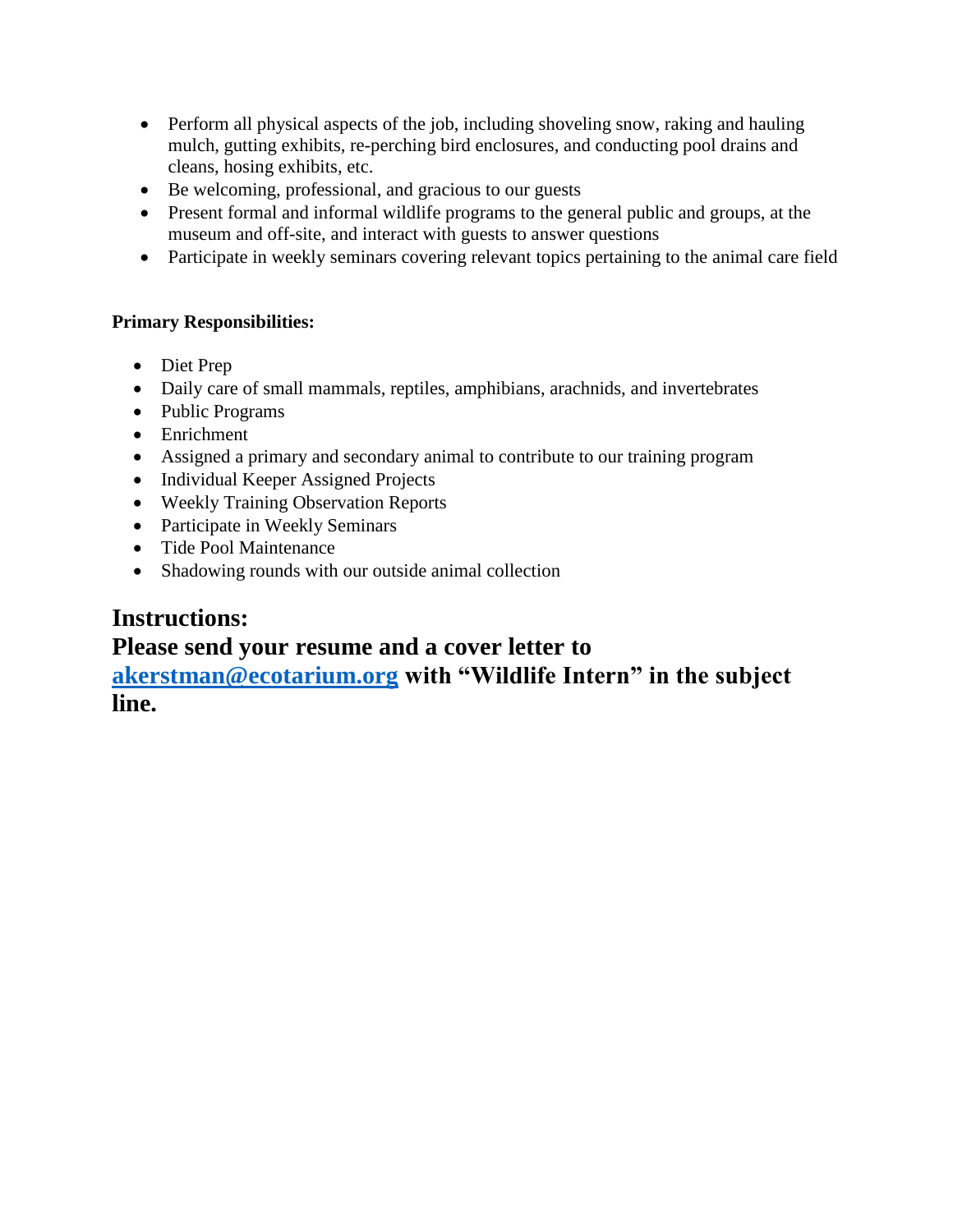- Perform all physical aspects of the job, including shoveling snow, raking and hauling mulch, gutting exhibits, re-perching bird enclosures, and conducting pool drains and cleans, hosing exhibits, etc.
- Be welcoming, professional, and gracious to our guests
- Present formal and informal wildlife programs to the general public and groups, at the museum and off-site, and interact with guests to answer questions
- Participate in weekly seminars covering relevant topics pertaining to the animal care field

**Primary Responsibilities:**

- Diet Prep
- Daily care of small mammals, reptiles, amphibians, arachnids, and invertebrates
- Public Programs
- Enrichment
- Assigned a primary and secondary animal to contribute to our training program
- Individual Keeper Assigned Projects
- Weekly Training Observation Reports
- Participate in Weekly Seminars
- Tide Pool Maintenance
- Shadowing rounds with our outside animal collection

## Instructions:

## Please send your resume and a cover letter to akerstman@ecotarium.org with "Wildlife Intern" in the subject line.